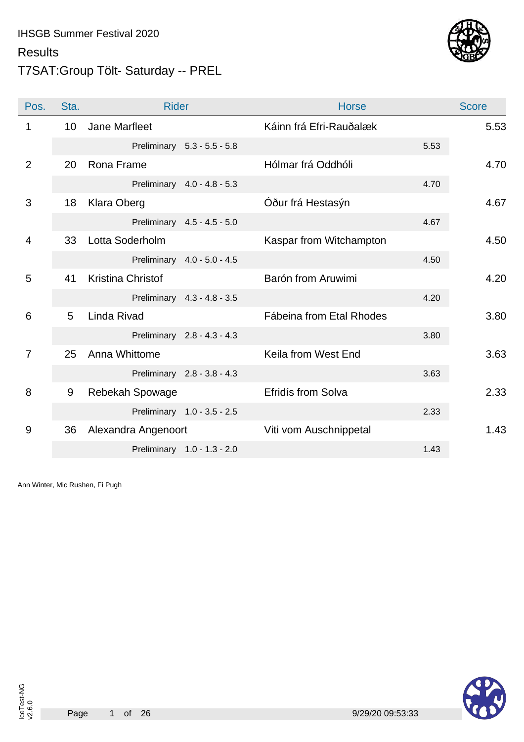IHSGB Summer Festival 2020

Results

# T7SAT:Group Tölt- Saturday -- PREL

| Pos. | Sta. | Rider | Horse | Score |
|---|---|---|---|---|
| 1 | 10 | Jane Marfleet | Káinn frá Efri-Rauðalæk | 5.53 |
| | | Preliminary 5.3 - 5.5 - 5.8 | 5.53 | |
| 2 | 20 | Rona Frame | Hólmar frá Oddhóli | 4.70 |
| | | Preliminary 4.0 - 4.8 - 5.3 | 4.70 | |
| 3 | 18 | Klara Oberg | Óður frá Hestasýn | 4.67 |
| | | Preliminary 4.5 - 4.5 - 5.0 | 4.67 | |
| 4 | 33 | Lotta Soderholm | Kaspar from Witchampton | 4.50 |
| | | Preliminary 4.0 - 5.0 - 4.5 | 4.50 | |
| 5 | 41 | Kristina Christof | Barón from Aruwimi | 4.20 |
| | | Preliminary 4.3 - 4.8 - 3.5 | 4.20 | |
| 6 | 5 | Linda Rivad | Fábeina from Etal Rhodes | 3.80 |
| | | Preliminary 2.8 - 4.3 - 4.3 | 3.80 | |
| 7 | 25 | Anna Whittome | Keila from West End | 3.63 |
| | | Preliminary 2.8 - 3.8 - 4.3 | 3.63 | |
| 8 | 9 | Rebekah Spowage | Efridís from Solva | 2.33 |
| | | Preliminary 1.0 - 3.5 - 2.5 | 2.33 | |
| 9 | 36 | Alexandra Angenoort | Viti vom Auschnippetal | 1.43 |
| | | Preliminary 1.0 - 1.3 - 2.0 | 1.43 | |

Ann Winter, Mic Rushen, Fi Pugh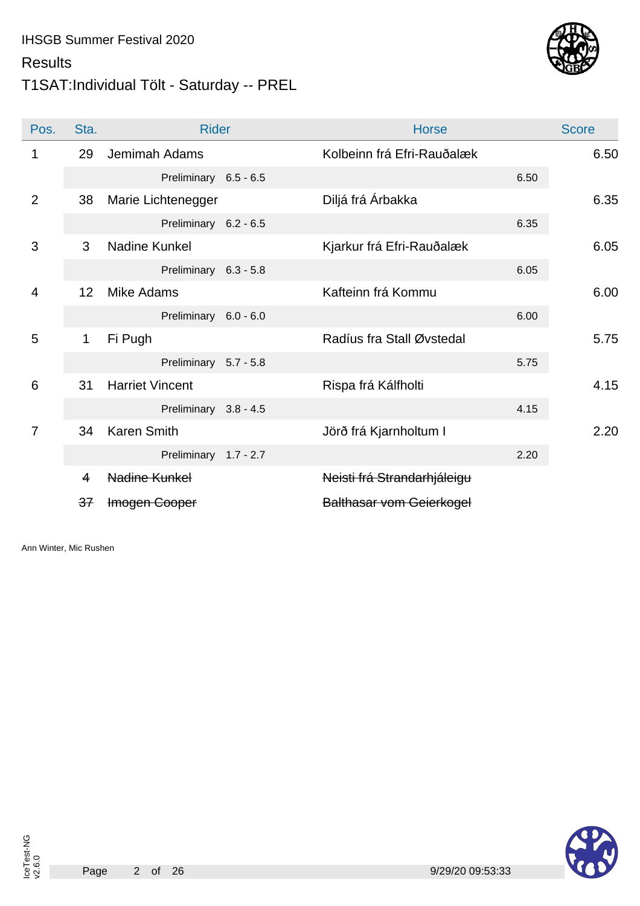IHSGB Summer Festival 2020

Results

# T1SAT:Individual Tölt - Saturday -- PREL

| Pos. | Sta. | Rider | Horse | | Score |
|---|---|---|---|---|---|
| 1 | 29 | Jemimah Adams | Kolbeinn frá Efri-Rauðalæk | | 6.50 |
| | | Preliminary 6.5 - 6.5 | | 6.50 | |
| 2 | 38 | Marie Lichtenegger | Diljá frá Árbakka | | 6.35 |
| | | Preliminary 6.2 - 6.5 | | 6.35 | |
| 3 | 3 | Nadine Kunkel | Kjarkur frá Efri-Rauðalæk | | 6.05 |
| | | Preliminary 6.3 - 5.8 | | 6.05 | |
| 4 | 12 | Mike Adams | Kafteinn frá Kommu | | 6.00 |
| | | Preliminary 6.0 - 6.0 | | 6.00 | |
| 5 | 1 | Fi Pugh | Radíus fra Stall Øvstedal | | 5.75 |
| | | Preliminary 5.7 - 5.8 | | 5.75 | |
| 6 | 31 | Harriet Vincent | Rispa frá Kálfholti | | 4.15 |
| | | Preliminary 3.8 - 4.5 | | 4.15 | |
| 7 | 34 | Karen Smith | Jörð frá Kjarnholtum I | | 2.20 |
| | | Preliminary 1.7 - 2.7 | | 2.20 | |
| | ~~4~~ | ~~Nadine Kunkel~~ | ~~Neisti frá Strandarhjáleigu~~ | | |
| | ~~37~~ | ~~Imogen Cooper~~ | ~~Balthasar vom Geierkogel~~ | | |

Ann Winter, Mic Rushen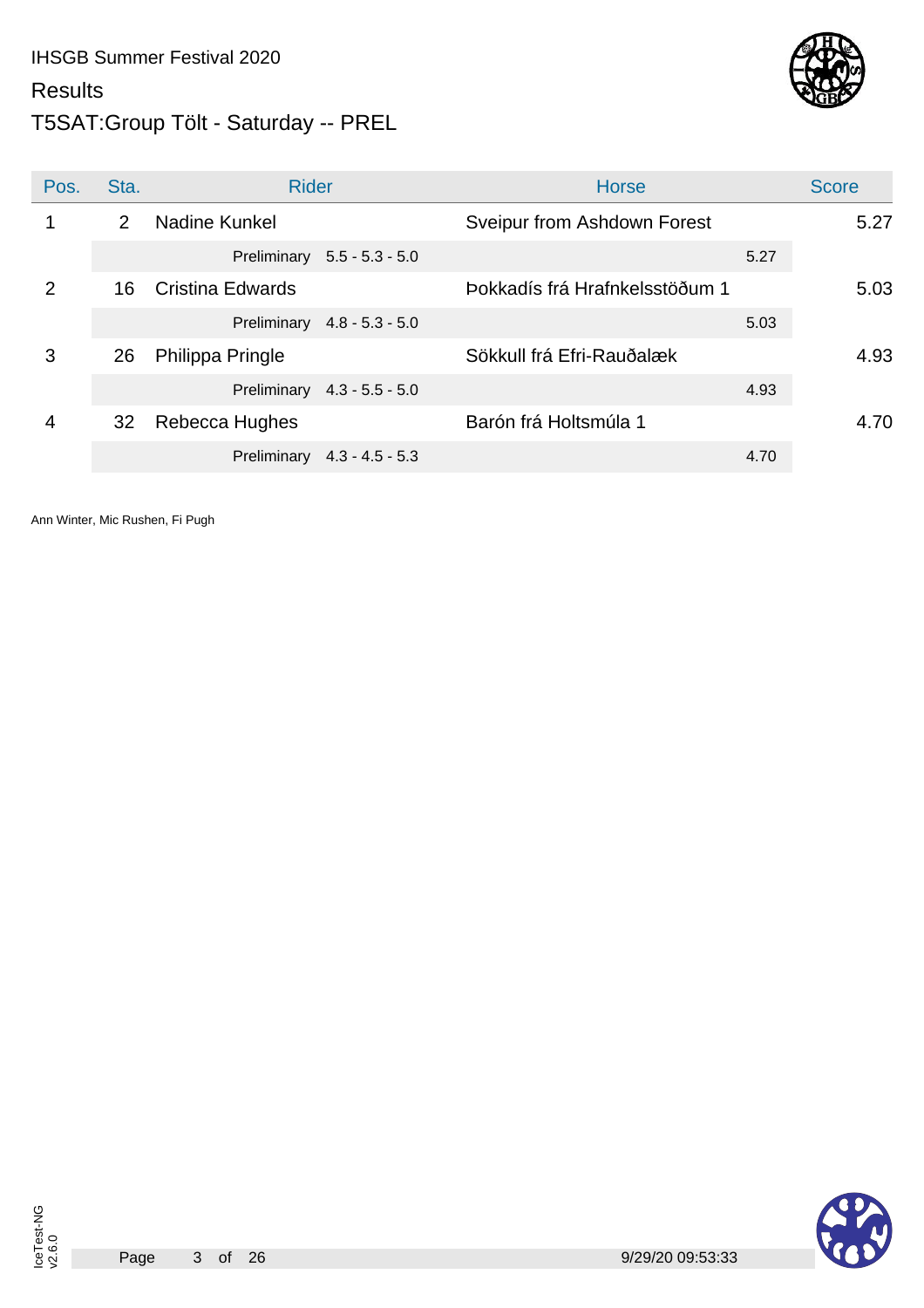IHSGB Summer Festival 2020

Results

# T5SAT:Group Tölt - Saturday -- PREL

| Pos. | Sta. | Rider | Horse | Score |
|---|---|---|---|---|
| 1 | 2 | Nadine Kunkel | Sveipur from Ashdown Forest | 5.27 |
| | | Preliminary 5.5 - 5.3 - 5.0 | 5.27 | |
| 2 | 16 | Cristina Edwards | Þokkadís frá Hrafnkelsstöðum 1 | 5.03 |
| | | Preliminary 4.8 - 5.3 - 5.0 | 5.03 | |
| 3 | 26 | Philippa Pringle | Sökkull frá Efri-Rauðalæk | 4.93 |
| | | Preliminary 4.3 - 5.5 - 5.0 | 4.93 | |
| 4 | 32 | Rebecca Hughes | Barón frá Holtsmúla 1 | 4.70 |
| | | Preliminary 4.3 - 4.5 - 5.3 | 4.70 | |

Ann Winter, Mic Rushen, Fi Pugh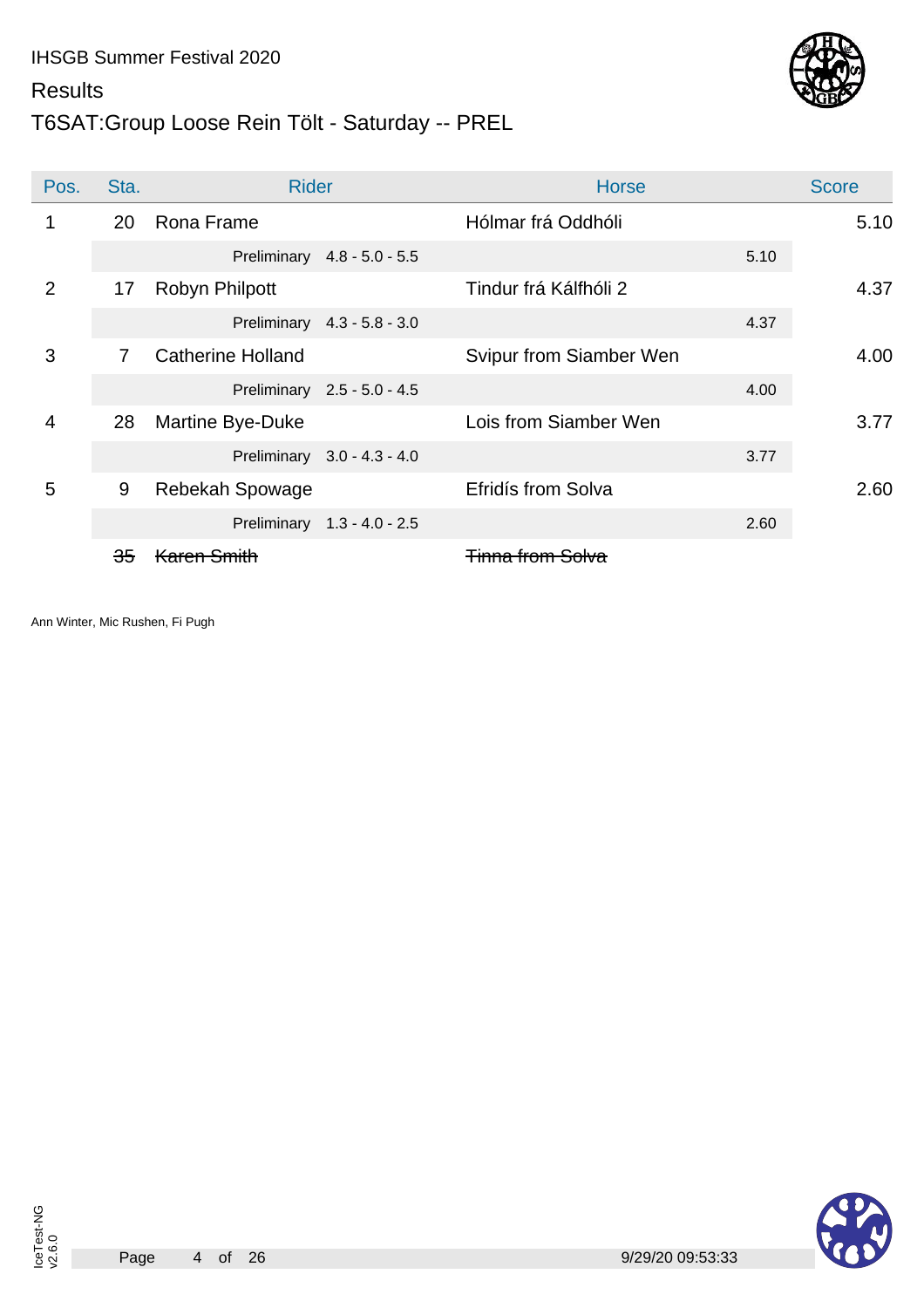IHSGB Summer Festival 2020

Results

# T6SAT:Group Loose Rein Tölt - Saturday -- PREL

| Pos. | Sta. | Rider | Horse | Score |
|---|---|---|---|---|
| 1 | 20 | Rona Frame | Hólmar frá Oddhóli | 5.10 |
| | | Preliminary 4.8 - 5.0 - 5.5 | 5.10 | |
| 2 | 17 | Robyn Philpott | Tindur frá Kálfhóli 2 | 4.37 |
| | | Preliminary 4.3 - 5.8 - 3.0 | 4.37 | |
| 3 | 7 | Catherine Holland | Svipur from Siamber Wen | 4.00 |
| | | Preliminary 2.5 - 5.0 - 4.5 | 4.00 | |
| 4 | 28 | Martine Bye-Duke | Lois from Siamber Wen | 3.77 |
| | | Preliminary 3.0 - 4.3 - 4.0 | 3.77 | |
| 5 | 9 | Rebekah Spowage | Efridís from Solva | 2.60 |
| | | Preliminary 1.3 - 4.0 - 2.5 | 2.60 | |
| | ~~35~~ | ~~Karen Smith~~ | ~~Tinna from Solva~~ | |

Ann Winter, Mic Rushen, Fi Pugh

IceTest-NG v2.6.0

9/29/20 09:53:33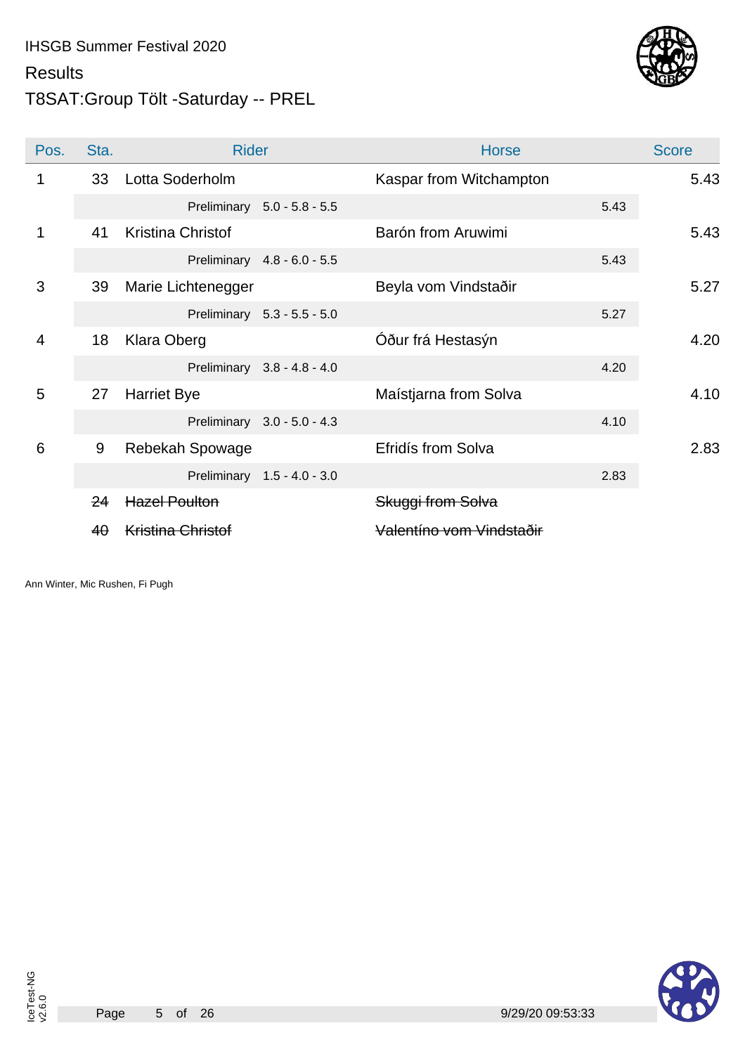IHSGB Summer Festival 2020

Results

# T8SAT:Group Tölt -Saturday -- PREL

| Pos. | Sta. | Rider | Horse | Score |
|---|---|---|---|---|
| 1 | 33 | Lotta Soderholm | Kaspar from Witchampton | 5.43 |
| | | Preliminary 5.0 - 5.8 - 5.5 | 5.43 | |
| 1 | 41 | Kristina Christof | Barón from Aruwimi | 5.43 |
| | | Preliminary 4.8 - 6.0 - 5.5 | 5.43 | |
| 3 | 39 | Marie Lichtenegger | Beyla vom Vindstaðir | 5.27 |
| | | Preliminary 5.3 - 5.5 - 5.0 | 5.27 | |
| 4 | 18 | Klara Oberg | Óður frá Hestasýn | 4.20 |
| | | Preliminary 3.8 - 4.8 - 4.0 | 4.20 | |
| 5 | 27 | Harriet Bye | Maístjarna from Solva | 4.10 |
| | | Preliminary 3.0 - 5.0 - 4.3 | 4.10 | |
| 6 | 9 | Rebekah Spowage | Efridís from Solva | 2.83 |
| | | Preliminary 1.5 - 4.0 - 3.0 | 2.83 | |
| | ~~24~~ | ~~Hazel Poulton~~ | ~~Skuggi from Solva~~ | |
| | ~~40~~ | ~~Kristina Christof~~ | ~~Valentíno vom Vindstaðir~~ | |

Ann Winter, Mic Rushen, Fi Pugh

IceTest-NG v2.6.0

9/29/20 09:53:33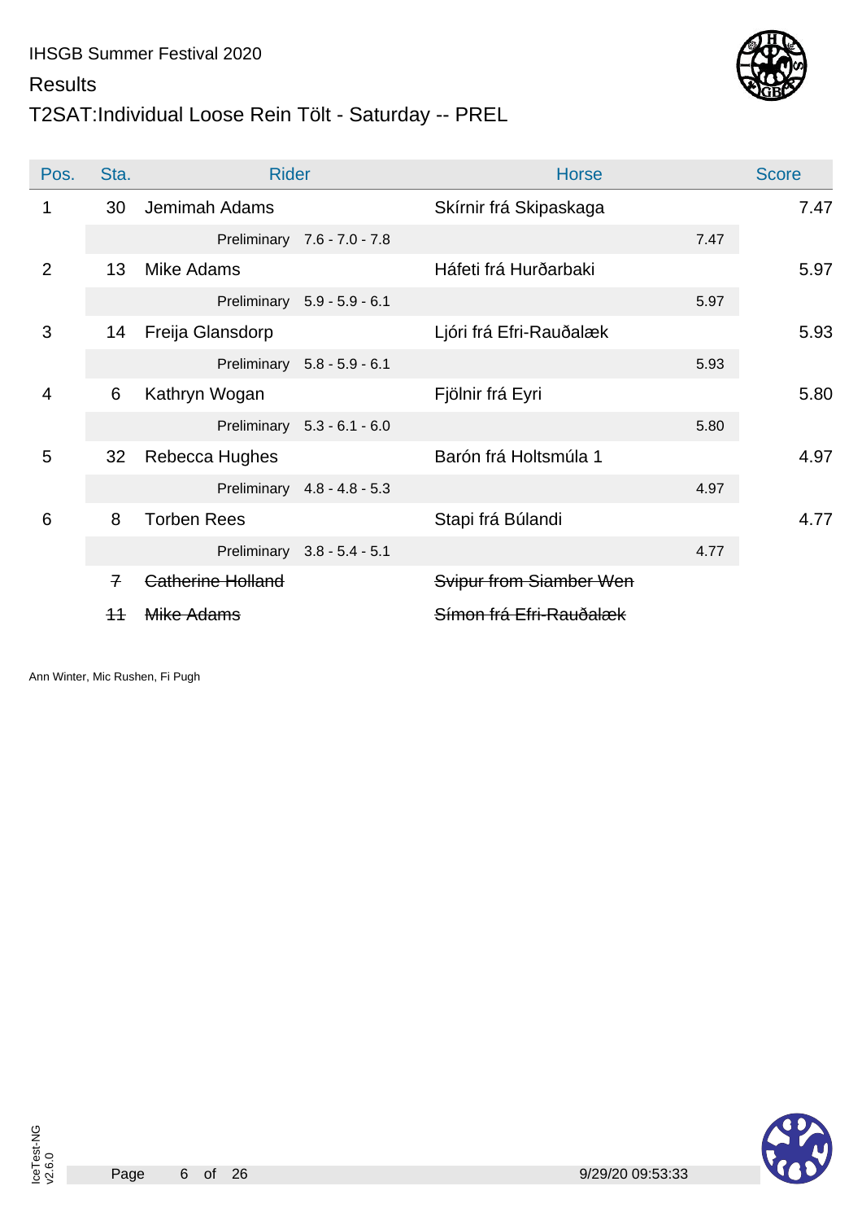IHSGB Summer Festival 2020

Results

# T2SAT:Individual Loose Rein Tölt - Saturday -- PREL

| Pos. | Sta. | Rider | Horse | Score |
|---|---|---|---|---|
| 1 | 30 | Jemimah Adams | Skírnir frá Skipaskaga | 7.47 |
| | | Preliminary 7.6 - 7.0 - 7.8 | 7.47 | |
| 2 | 13 | Mike Adams | Háfeti frá Hurðarbaki | 5.97 |
| | | Preliminary 5.9 - 5.9 - 6.1 | 5.97 | |
| 3 | 14 | Freija Glansdorp | Ljóri frá Efri-Rauðalæk | 5.93 |
| | | Preliminary 5.8 - 5.9 - 6.1 | 5.93 | |
| 4 | 6 | Kathryn Wogan | Fjölnir frá Eyri | 5.80 |
| | | Preliminary 5.3 - 6.1 - 6.0 | 5.80 | |
| 5 | 32 | Rebecca Hughes | Barón frá Holtsmúla 1 | 4.97 |
| | | Preliminary 4.8 - 4.8 - 5.3 | 4.97 | |
| 6 | 8 | Torben Rees | Stapi frá Búlandi | 4.77 |
| | | Preliminary 3.8 - 5.4 - 5.1 | 4.77 | |
| | ~~7~~ | ~~Catherine Holland~~ | ~~Svipur from Siamber Wen~~ | |
| | ~~11~~ | ~~Mike Adams~~ | ~~Símon frá Efri-Rauðalæk~~ | |

Ann Winter, Mic Rushen, Fi Pugh

IceTest-NG v2.6.0

9/29/20 09:53:33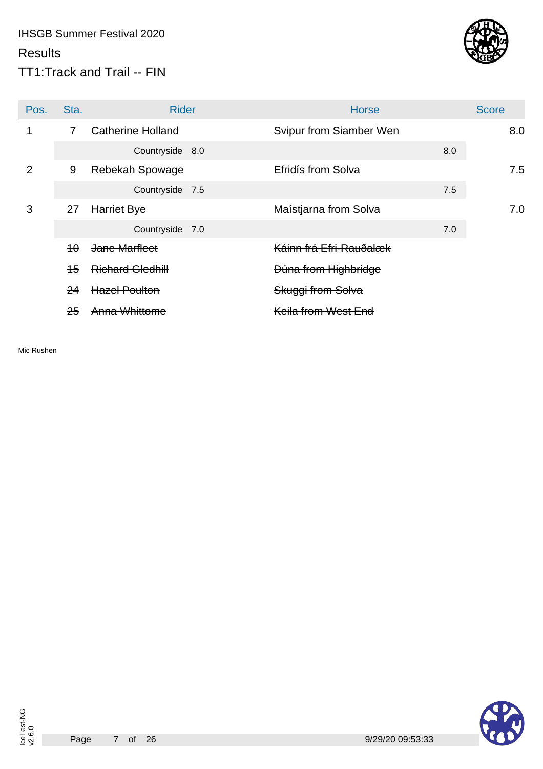IHSGB Summer Festival 2020

Results

TT1:Track and Trail -- FIN

| Pos. | Sta. | Rider | Horse | | Score |
|---|---|---|---|---|---|
| 1 | 7 | Catherine Holland | Svipur from Siamber Wen | | 8.0 |
| | | Countryside 8.0 | | 8.0 | |
| 2 | 9 | Rebekah Spowage | Efridís from Solva | | 7.5 |
| | | Countryside 7.5 | | 7.5 | |
| 3 | 27 | Harriet Bye | Maístjarna from Solva | | 7.0 |
| | | Countryside 7.0 | | 7.0 | |
| | ~~10~~ | ~~Jane Marfleet~~ | ~~Káinn frá Efri-Rauðalæk~~ | | |
| | ~~15~~ | ~~Richard Gledhill~~ | ~~Dúna from Highbridge~~ | | |
| | ~~24~~ | ~~Hazel Poulton~~ | ~~Skuggi from Solva~~ | | |
| | ~~25~~ | ~~Anna Whittome~~ | ~~Keila from West End~~ | | |

Mic Rushen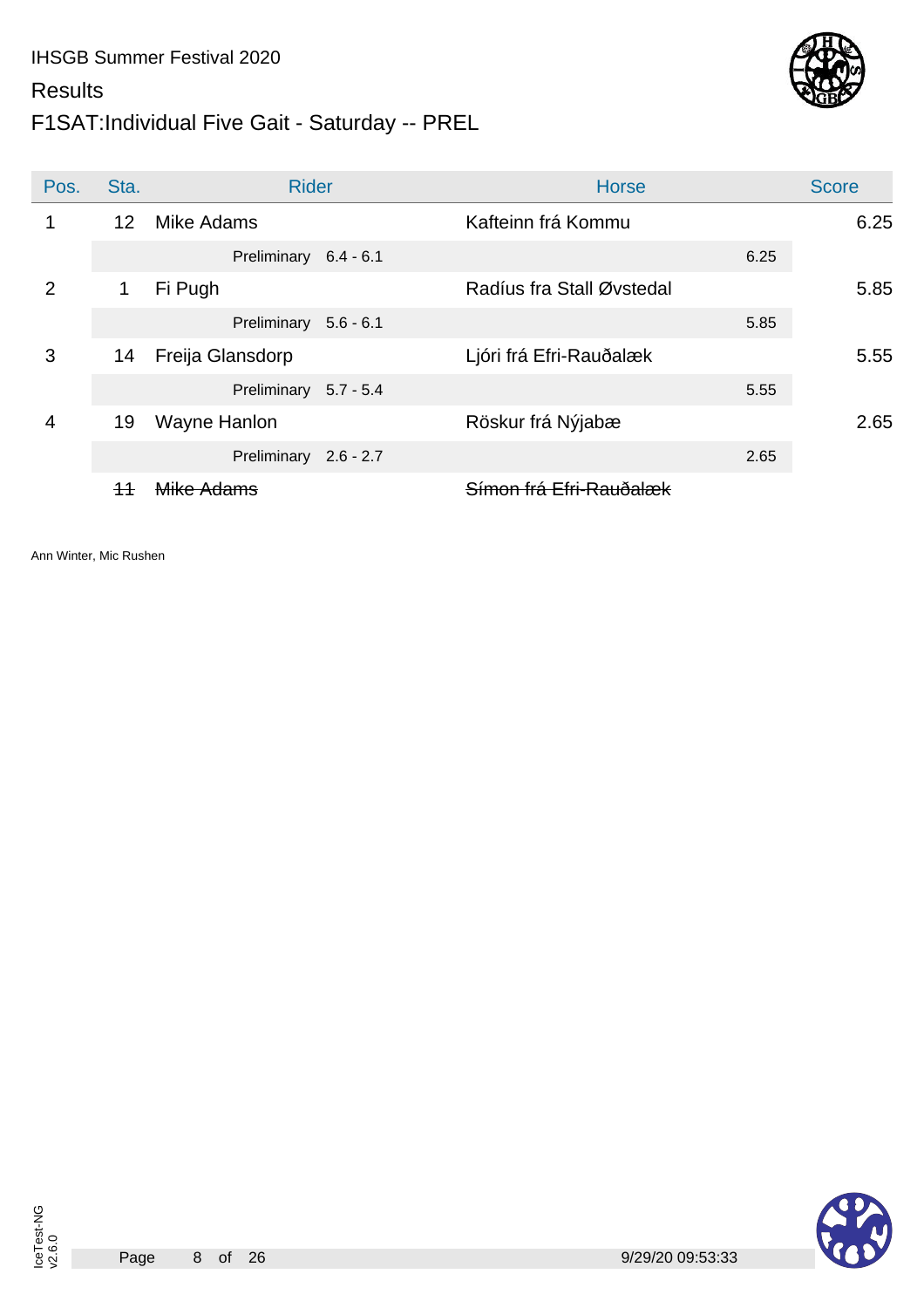IHSGB Summer Festival 2020

Results

# F1SAT:Individual Five Gait - Saturday -- PREL

| Pos. | Sta. | Rider | Horse | Score |
|---|---|---|---|---|
| 1 | 12 | Mike Adams | Kafteinn frá Kommu | 6.25 |
| | | Preliminary 6.4 - 6.1 | 6.25 | |
| 2 | 1 | Fi Pugh | Radíus fra Stall Øvstedal | 5.85 |
| | | Preliminary 5.6 - 6.1 | 5.85 | |
| 3 | 14 | Freija Glansdorp | Ljóri frá Efri-Rauðalæk | 5.55 |
| | | Preliminary 5.7 - 5.4 | 5.55 | |
| 4 | 19 | Wayne Hanlon | Röskur frá Nýjabæ | 2.65 |
| | | Preliminary 2.6 - 2.7 | 2.65 | |
| | ~~11~~ | ~~Mike Adams~~ | ~~Símon frá Efri-Rauðalæk~~ | |

Ann Winter, Mic Rushen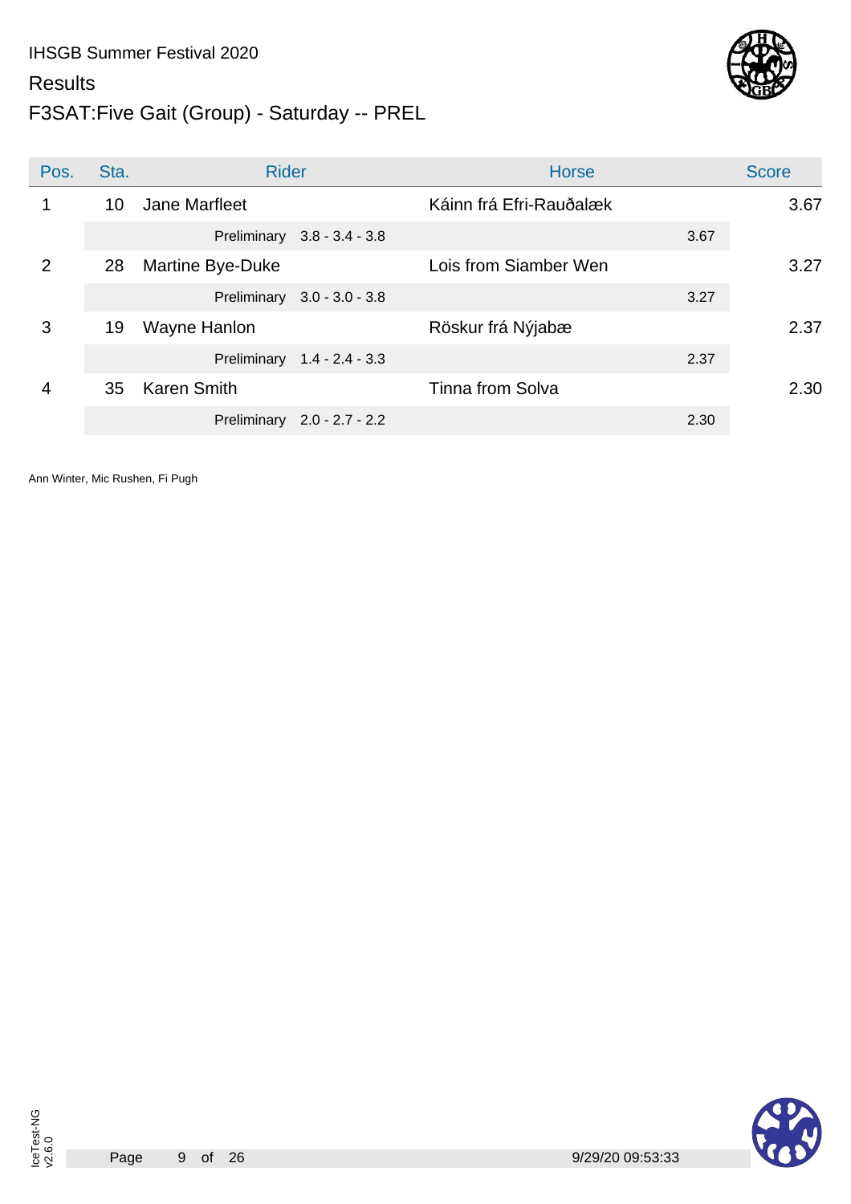IHSGB Summer Festival 2020

Results

# F3SAT:Five Gait (Group) - Saturday -- PREL

| Pos. | Sta. | Rider | Horse | | Score |
|---|---|---|---|---|---|
| 1 | 10 | Jane Marfleet | Káinn frá Efri-Rauðalæk | | 3.67 |
| | | Preliminary 3.8 - 3.4 - 3.8 | | 3.67 | |
| 2 | 28 | Martine Bye-Duke | Lois from Siamber Wen | | 3.27 |
| | | Preliminary 3.0 - 3.0 - 3.8 | | 3.27 | |
| 3 | 19 | Wayne Hanlon | Röskur frá Nýjabæ | | 2.37 |
| | | Preliminary 1.4 - 2.4 - 3.3 | | 2.37 | |
| 4 | 35 | Karen Smith | Tinna from Solva | | 2.30 |
| | | Preliminary 2.0 - 2.7 - 2.2 | | 2.30 | |

Ann Winter, Mic Rushen, Fi Pugh

IceTest-NG v2.6.0

9/29/20 09:53:33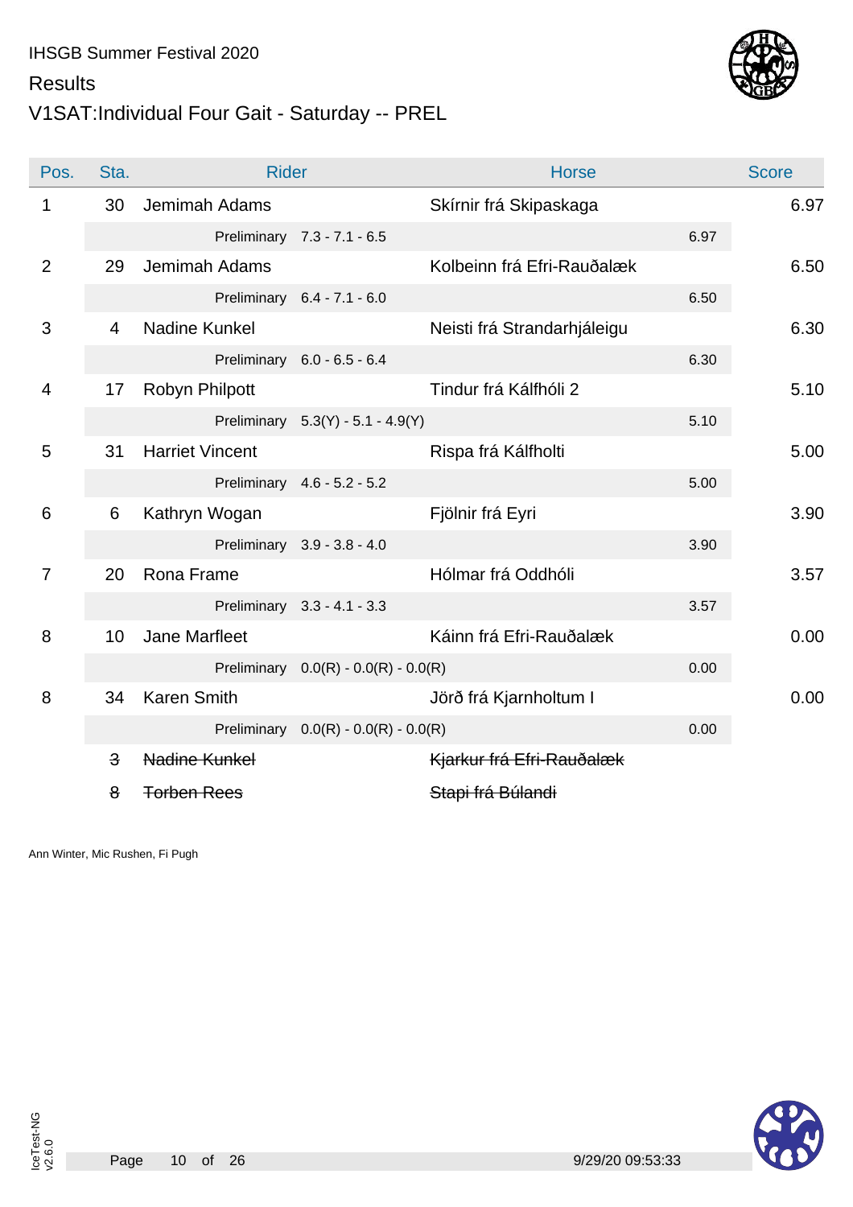IHSGB Summer Festival 2020

Results

# V1SAT:Individual Four Gait - Saturday -- PREL

| Pos. | Sta. | Rider | | Horse | | Score |
|---|---|---|---|---|---|---|
| 1 | 30 | Jemimah Adams | | Skírnir frá Skipaskaga | | 6.97 |
| | | Preliminary | 7.3 - 7.1 - 6.5 | | 6.97 | |
| 2 | 29 | Jemimah Adams | | Kolbeinn frá Efri-Rauðalæk | | 6.50 |
| | | Preliminary | 6.4 - 7.1 - 6.0 | | 6.50 | |
| 3 | 4 | Nadine Kunkel | | Neisti frá Strandarhjáleigu | | 6.30 |
| | | Preliminary | 6.0 - 6.5 - 6.4 | | 6.30 | |
| 4 | 17 | Robyn Philpott | | Tindur frá Kálfhóli 2 | | 5.10 |
| | | Preliminary | 5.3(Y) - 5.1 - 4.9(Y) | | 5.10 | |
| 5 | 31 | Harriet Vincent | | Rispa frá Kálfholti | | 5.00 |
| | | Preliminary | 4.6 - 5.2 - 5.2 | | 5.00 | |
| 6 | 6 | Kathryn Wogan | | Fjölnir frá Eyri | | 3.90 |
| | | Preliminary | 3.9 - 3.8 - 4.0 | | 3.90 | |
| 7 | 20 | Rona Frame | | Hólmar frá Oddhóli | | 3.57 |
| | | Preliminary | 3.3 - 4.1 - 3.3 | | 3.57 | |
| 8 | 10 | Jane Marfleet | | Káinn frá Efri-Rauðalæk | | 0.00 |
| | | Preliminary | 0.0(R) - 0.0(R) - 0.0(R) | | 0.00 | |
| 8 | 34 | Karen Smith | | Jörð frá Kjarnholtum I | | 0.00 |
| | | Preliminary | 0.0(R) - 0.0(R) - 0.0(R) | | 0.00 | |
| | ~~3~~ | ~~Nadine Kunkel~~ | | ~~Kjarkur frá Efri-Rauðalæk~~ | | |
| | ~~8~~ | ~~Torben Rees~~ | | ~~Stapi frá Búlandi~~ | | |

Ann Winter, Mic Rushen, Fi Pugh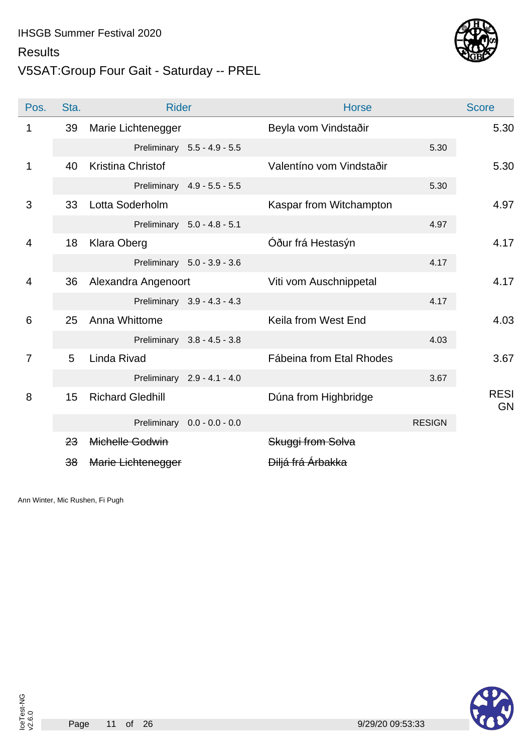IHSGB Summer Festival 2020

Results

# V5SAT:Group Four Gait - Saturday -- PREL

| Pos. | Sta. | Rider | Horse | Score |
|---|---|---|---|---|
| 1 | 39 | Marie Lichtenegger | Beyla vom Vindstaðir | 5.30 |
| | | Preliminary 5.5 - 4.9 - 5.5 | 5.30 | |
| 1 | 40 | Kristina Christof | Valentíno vom Vindstaðir | 5.30 |
| | | Preliminary 4.9 - 5.5 - 5.5 | 5.30 | |
| 3 | 33 | Lotta Soderholm | Kaspar from Witchampton | 4.97 |
| | | Preliminary 5.0 - 4.8 - 5.1 | 4.97 | |
| 4 | 18 | Klara Oberg | Óður frá Hestasýn | 4.17 |
| | | Preliminary 5.0 - 3.9 - 3.6 | 4.17 | |
| 4 | 36 | Alexandra Angenoort | Viti vom Auschnippetal | 4.17 |
| | | Preliminary 3.9 - 4.3 - 4.3 | 4.17 | |
| 6 | 25 | Anna Whittome | Keila from West End | 4.03 |
| | | Preliminary 3.8 - 4.5 - 3.8 | 4.03 | |
| 7 | 5 | Linda Rivad | Fábeina from Etal Rhodes | 3.67 |
| | | Preliminary 2.9 - 4.1 - 4.0 | 3.67 | |
| 8 | 15 | Richard Gledhill | Dúna from Highbridge | RESIGN |
| | | Preliminary 0.0 - 0.0 - 0.0 | RESIGN | |
| | ~~23~~ | ~~Michelle Godwin~~ | ~~Skuggi from Solva~~ | |
| | ~~38~~ | ~~Marie Lichtenegger~~ | ~~Diljá frá Árbakka~~ | |

Ann Winter, Mic Rushen, Fi Pugh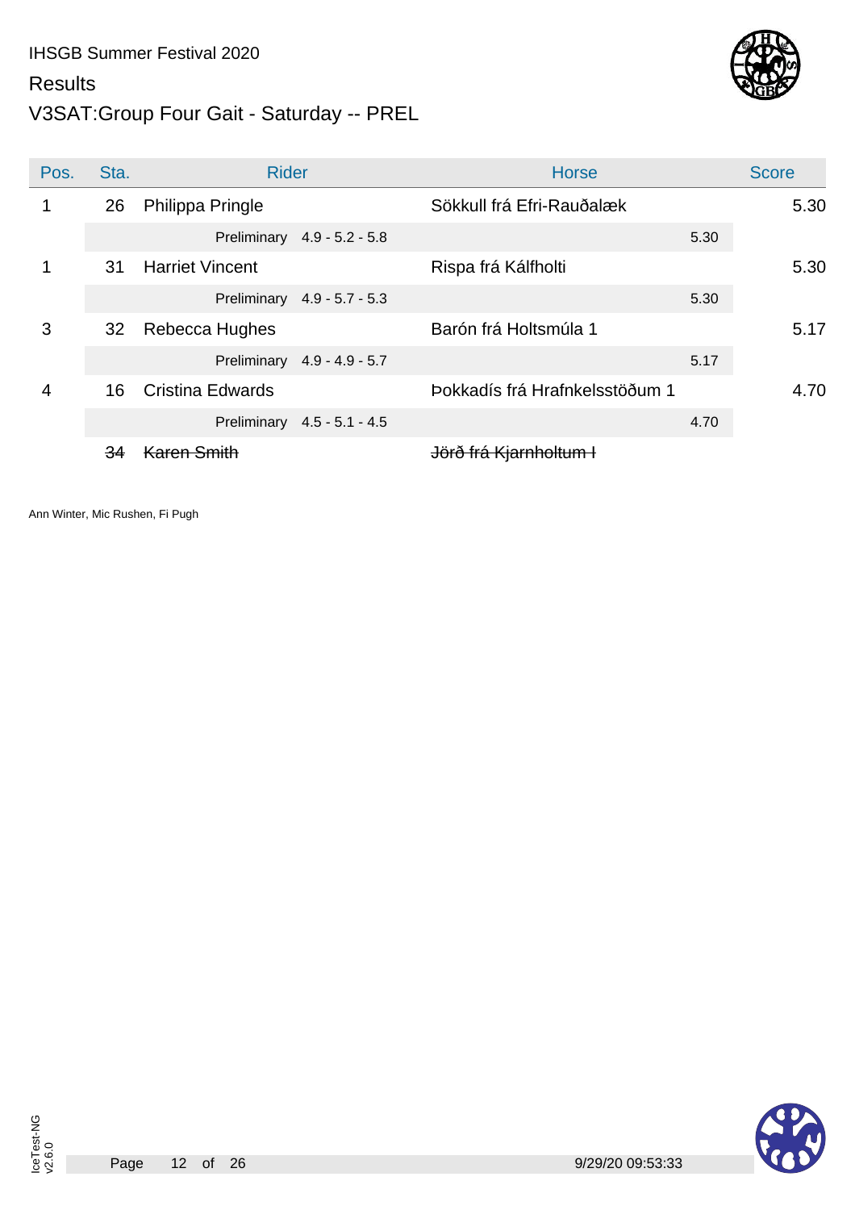IHSGB Summer Festival 2020

Results

# V3SAT:Group Four Gait - Saturday -- PREL

| Pos. | Sta. | Rider | Horse | Score |
|---|---|---|---|---|
| 1 | 26 | Philippa Pringle | Sökkull frá Efri-Rauðalæk | 5.30 |
| | | Preliminary 4.9 - 5.2 - 5.8 | 5.30 | |
| 1 | 31 | Harriet Vincent | Rispa frá Kálfholti | 5.30 |
| | | Preliminary 4.9 - 5.7 - 5.3 | 5.30 | |
| 3 | 32 | Rebecca Hughes | Barón frá Holtsmúla 1 | 5.17 |
| | | Preliminary 4.9 - 4.9 - 5.7 | 5.17 | |
| 4 | 16 | Cristina Edwards | Þokkadís frá Hrafnkelsstöðum 1 | 4.70 |
| | | Preliminary 4.5 - 5.1 - 4.5 | 4.70 | |
| | ~~34~~ | ~~Karen Smith~~ | ~~Jörð frá Kjarnholtum I~~ | |

Ann Winter, Mic Rushen, Fi Pugh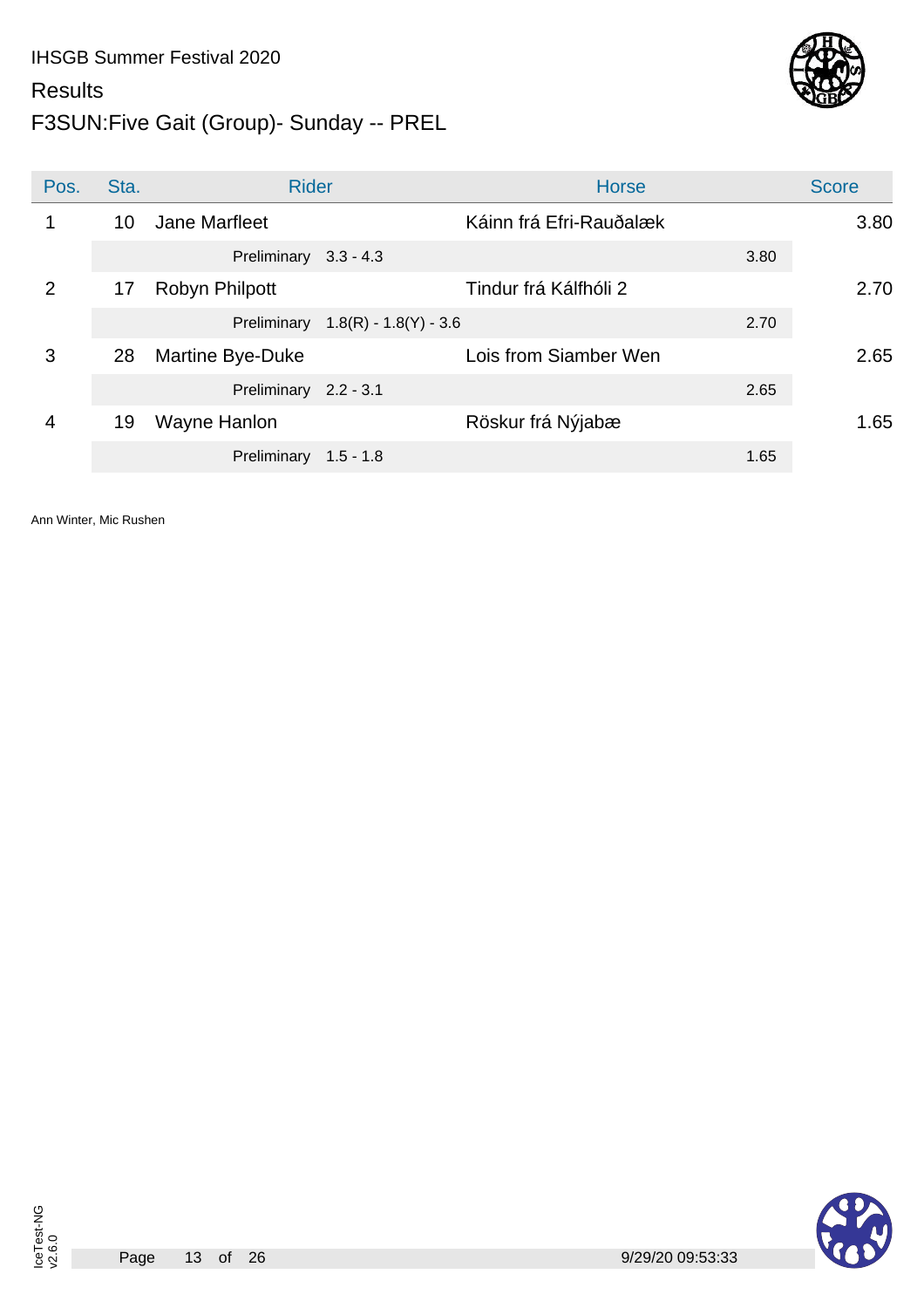IHSGB Summer Festival 2020

Results

# F3SUN:Five Gait (Group)- Sunday -- PREL

| Pos. | Sta. | Rider | Horse | Score |
|---|---|---|---|---|
| 1 | 10 | Jane Marfleet | Káinn frá Efri-Rauðalæk | 3.80 |
| | | Preliminary 3.3 - 4.3 | 3.80 | |
| 2 | 17 | Robyn Philpott | Tindur frá Kálfhóli 2 | 2.70 |
| | | Preliminary 1.8(R) - 1.8(Y) - 3.6 | 2.70 | |
| 3 | 28 | Martine Bye-Duke | Lois from Siamber Wen | 2.65 |
| | | Preliminary 2.2 - 3.1 | 2.65 | |
| 4 | 19 | Wayne Hanlon | Röskur frá Nýjabæ | 1.65 |
| | | Preliminary 1.5 - 1.8 | 1.65 | |

Ann Winter, Mic Rushen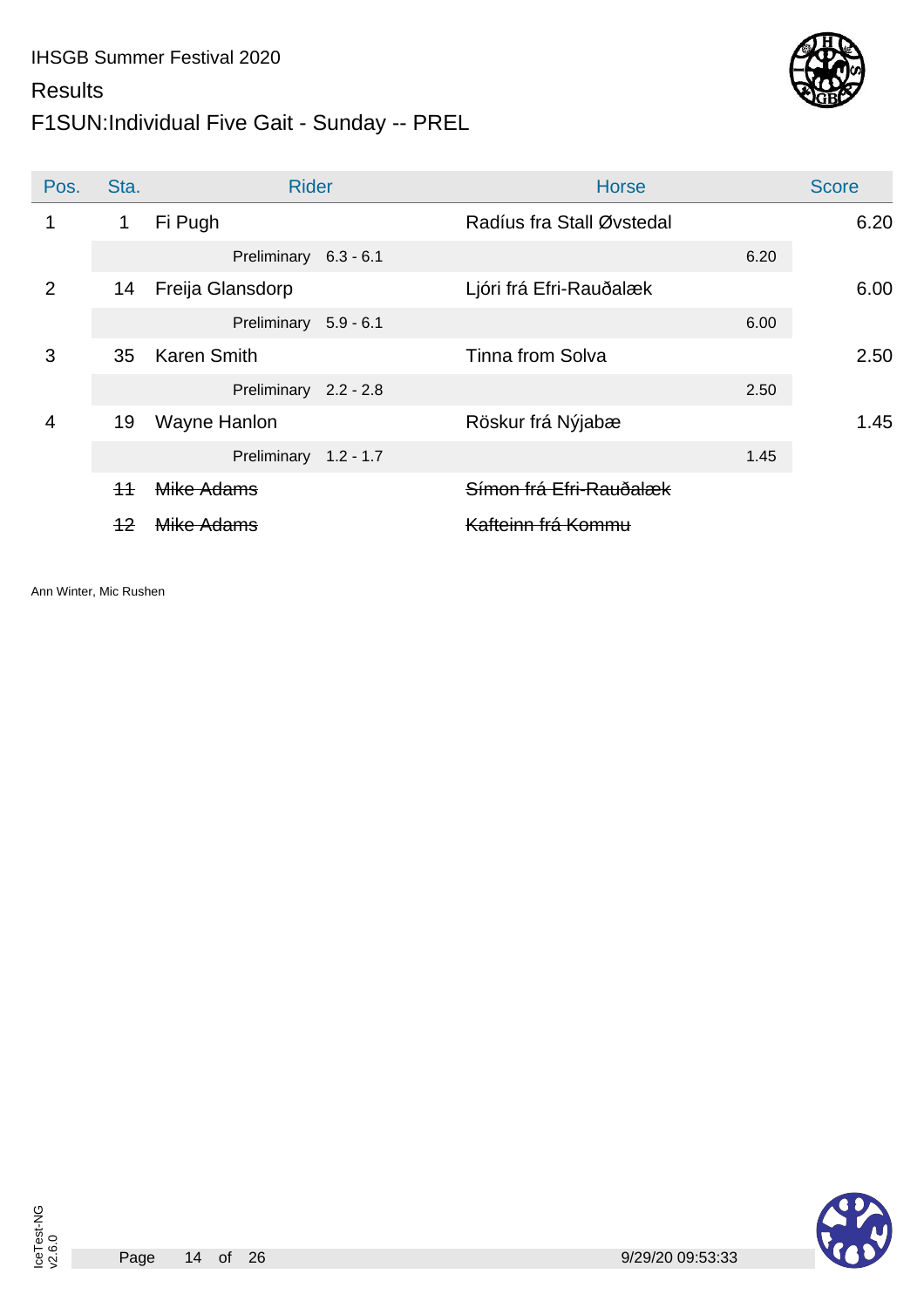IHSGB Summer Festival 2020

Results

# F1SUN:Individual Five Gait - Sunday -- PREL

| Pos. | Sta. | Rider | Horse | Score |
|---|---|---|---|---|
| 1 | 1 | Fi Pugh | Radíus fra Stall Øvstedal | 6.20 |
| | | Preliminary 6.3 - 6.1 | 6.20 | |
| 2 | 14 | Freija Glansdorp | Ljóri frá Efri-Rauðalæk | 6.00 |
| | | Preliminary 5.9 - 6.1 | 6.00 | |
| 3 | 35 | Karen Smith | Tinna from Solva | 2.50 |
| | | Preliminary 2.2 - 2.8 | 2.50 | |
| 4 | 19 | Wayne Hanlon | Röskur frá Nýjabæ | 1.45 |
| | | Preliminary 1.2 - 1.7 | 1.45 | |
| | ~~11~~ | ~~Mike Adams~~ | ~~Símon frá Efri-Rauðalæk~~ | |
| | ~~12~~ | ~~Mike Adams~~ | ~~Kafteinn frá Kommu~~ | |

Ann Winter, Mic Rushen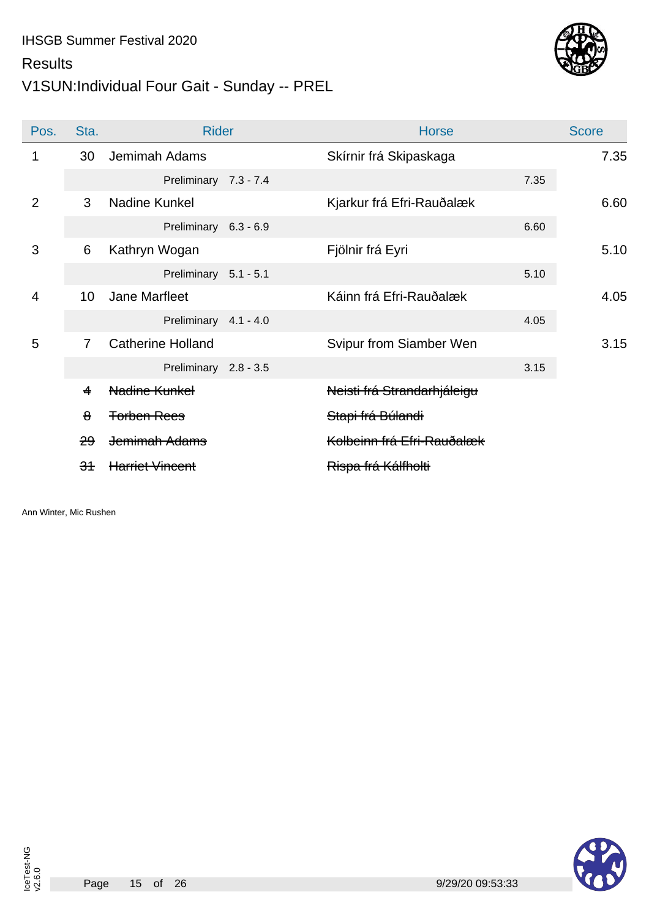IHSGB Summer Festival 2020

Results

# V1SUN:Individual Four Gait - Sunday -- PREL

| Pos. | Sta. | Rider | Horse | Score |
|---|---|---|---|---|
| 1 | 30 | Jemimah Adams | Skírnir frá Skipaskaga | 7.35 |
| | | Preliminary 7.3 - 7.4 | 7.35 | |
| 2 | 3 | Nadine Kunkel | Kjarkur frá Efri-Rauðalæk | 6.60 |
| | | Preliminary 6.3 - 6.9 | 6.60 | |
| 3 | 6 | Kathryn Wogan | Fjölnir frá Eyri | 5.10 |
| | | Preliminary 5.1 - 5.1 | 5.10 | |
| 4 | 10 | Jane Marfleet | Káinn frá Efri-Rauðalæk | 4.05 |
| | | Preliminary 4.1 - 4.0 | 4.05 | |
| 5 | 7 | Catherine Holland | Svipur from Siamber Wen | 3.15 |
| | | Preliminary 2.8 - 3.5 | 3.15 | |
| | ~~4~~ | ~~Nadine Kunkel~~ | ~~Neisti frá Strandarhjáleigu~~ | |
| | ~~8~~ | ~~Torben Rees~~ | ~~Stapi frá Búlandi~~ | |
| | ~~29~~ | ~~Jemimah Adams~~ | ~~Kolbeinn frá Efri-Rauðalæk~~ | |
| | ~~31~~ | ~~Harriet Vincent~~ | ~~Rispa frá Kálfholti~~ | |

Ann Winter, Mic Rushen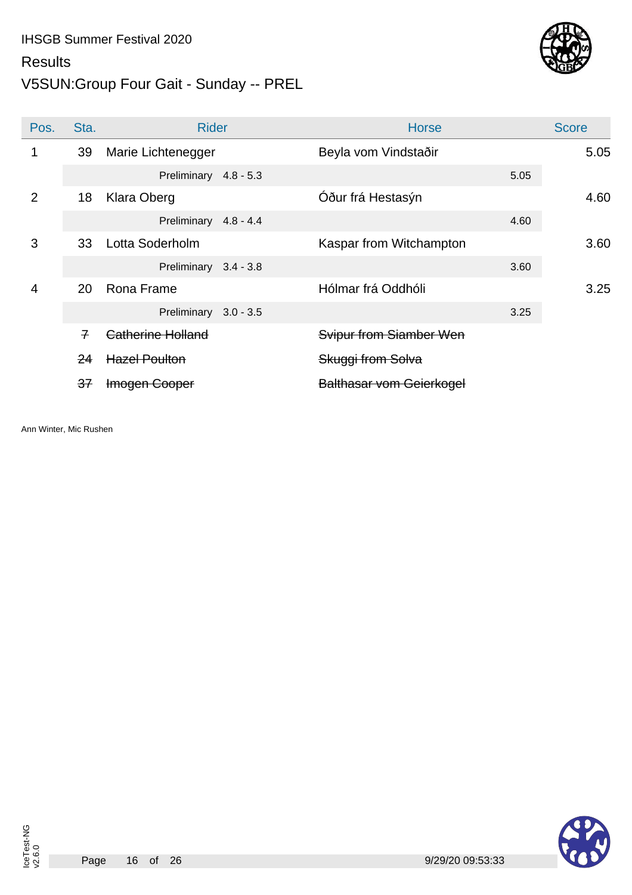IHSGB Summer Festival 2020

Results

# V5SUN:Group Four Gait - Sunday -- PREL

| Pos. | Sta. | Rider | Horse | Score |
|---|---|---|---|---|
| 1 | 39 | Marie Lichtenegger | Beyla vom Vindstaðir | 5.05 |
| | | Preliminary 4.8 - 5.3 | 5.05 | |
| 2 | 18 | Klara Oberg | Óður frá Hestasýn | 4.60 |
| | | Preliminary 4.8 - 4.4 | 4.60 | |
| 3 | 33 | Lotta Soderholm | Kaspar from Witchampton | 3.60 |
| | | Preliminary 3.4 - 3.8 | 3.60 | |
| 4 | 20 | Rona Frame | Hólmar frá Oddhóli | 3.25 |
| | | Preliminary 3.0 - 3.5 | 3.25 | |
| | ~~7~~ | ~~Catherine Holland~~ | ~~Svipur from Siamber Wen~~ | |
| | ~~24~~ | ~~Hazel Poulton~~ | ~~Skuggi from Solva~~ | |
| | ~~37~~ | ~~Imogen Cooper~~ | ~~Balthasar vom Geierkogel~~ | |

Ann Winter, Mic Rushen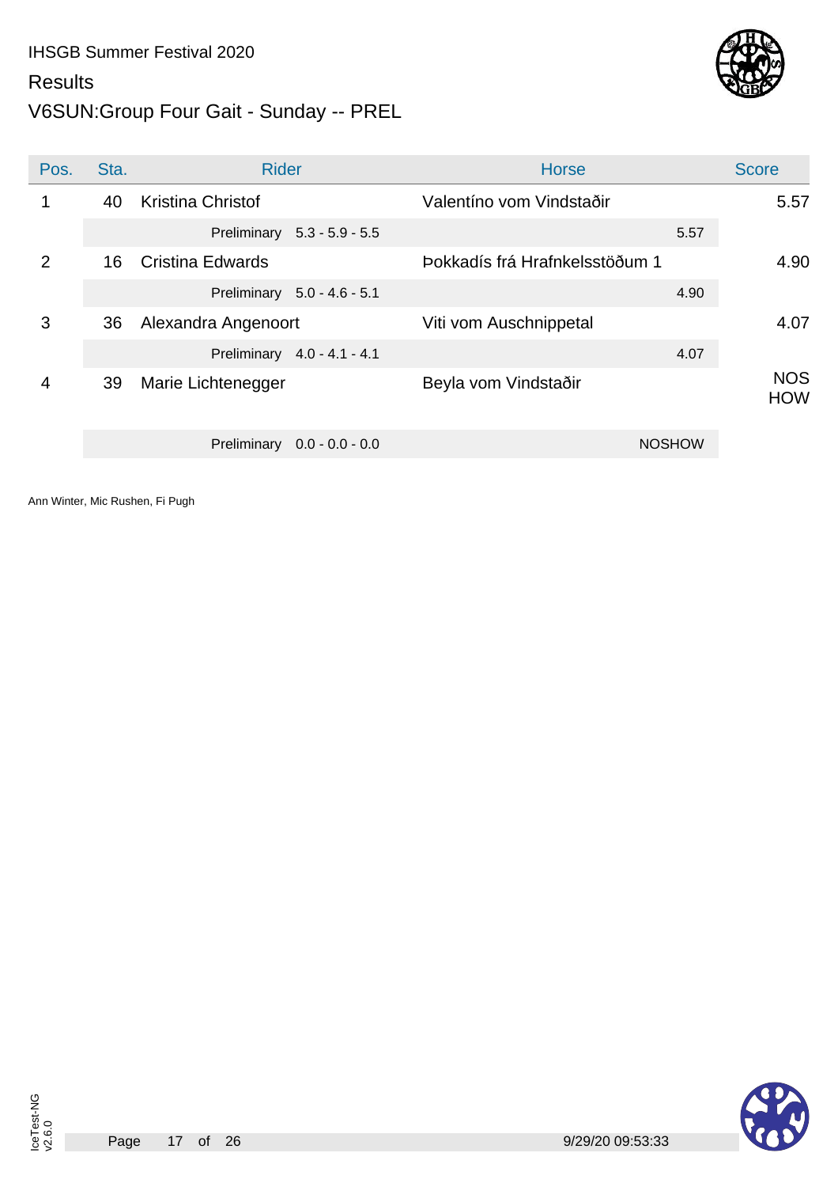IHSGB Summer Festival 2020

Results

# V6SUN:Group Four Gait - Sunday -- PREL

| Pos. | Sta. | Rider | Horse | Score |
|---|---|---|---|---|
| 1 | 40 | Kristina Christof | Valentíno vom Vindstaðir | 5.57 |
| | | Preliminary 5.3 - 5.9 - 5.5 | 5.57 | |
| 2 | 16 | Cristina Edwards | Þokkadís frá Hrafnkelsstöðum 1 | 4.90 |
| | | Preliminary 5.0 - 4.6 - 5.1 | 4.90 | |
| 3 | 36 | Alexandra Angenoort | Viti vom Auschnippetal | 4.07 |
| | | Preliminary 4.0 - 4.1 - 4.1 | 4.07 | |
| 4 | 39 | Marie Lichtenegger | Beyla vom Vindstaðir | NOSHOW |
| | | Preliminary 0.0 - 0.0 - 0.0 | NOSHOW | |

Ann Winter, Mic Rushen, Fi Pugh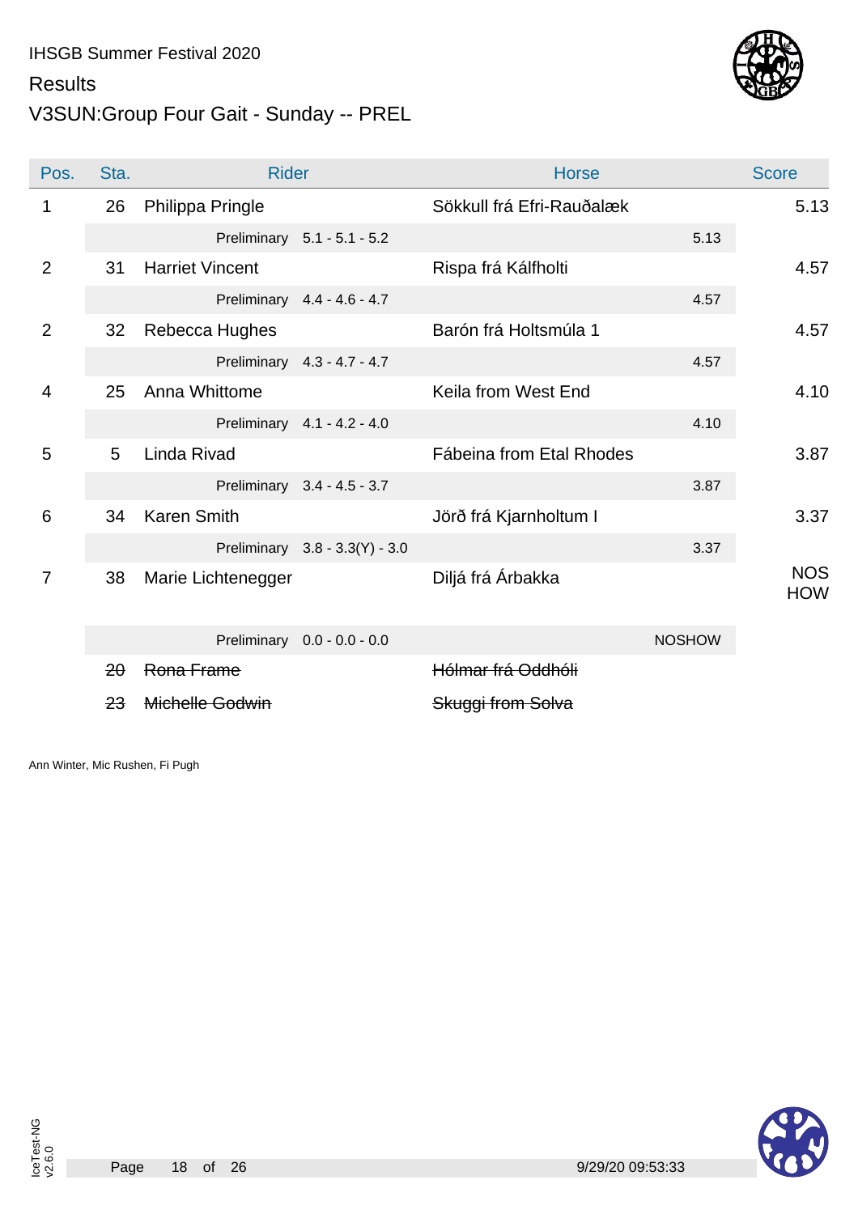IHSGB Summer Festival 2020

Results

# V3SUN:Group Four Gait - Sunday -- PREL

| Pos. | Sta. | Rider | Horse | Score |
|---|---|---|---|---|
| 1 | 26 | Philippa Pringle | Sökkull frá Efri-Rauðalæk | 5.13 |
| | | Preliminary 5.1 - 5.1 - 5.2 | 5.13 | |
| 2 | 31 | Harriet Vincent | Rispa frá Kálfholti | 4.57 |
| | | Preliminary 4.4 - 4.6 - 4.7 | 4.57 | |
| 2 | 32 | Rebecca Hughes | Barón frá Holtsmúla 1 | 4.57 |
| | | Preliminary 4.3 - 4.7 - 4.7 | 4.57 | |
| 4 | 25 | Anna Whittome | Keila from West End | 4.10 |
| | | Preliminary 4.1 - 4.2 - 4.0 | 4.10 | |
| 5 | 5 | Linda Rivad | Fábeina from Etal Rhodes | 3.87 |
| | | Preliminary 3.4 - 4.5 - 3.7 | 3.87 | |
| 6 | 34 | Karen Smith | Jörð frá Kjarnholtum I | 3.37 |
| | | Preliminary 3.8 - 3.3(Y) - 3.0 | 3.37 | |
| 7 | 38 | Marie Lichtenegger | Diljá frá Árbakka | NOSHOW |
| | | Preliminary 0.0 - 0.0 - 0.0 | NOSHOW | |
| | ~~20~~ | ~~Rona Frame~~ | ~~Hólmar frá Oddhóli~~ | |
| | ~~23~~ | ~~Michelle Godwin~~ | ~~Skuggi from Solva~~ | |

Ann Winter, Mic Rushen, Fi Pugh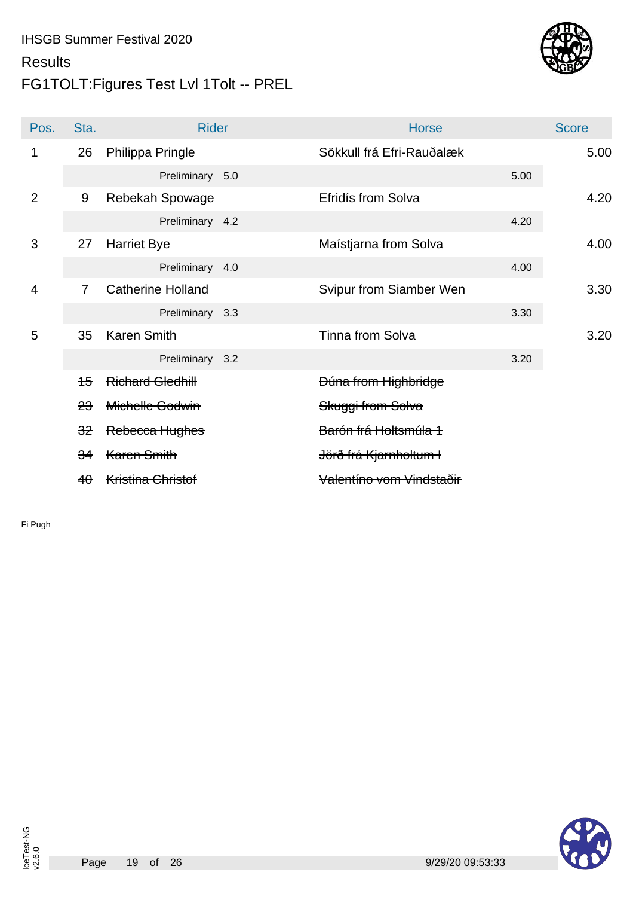IHSGB Summer Festival 2020

Results

# FG1TOLT:Figures Test Lvl 1Tolt -- PREL

| Pos. | Sta. | Rider | Horse | Score |
|---|---|---|---|---|
| 1 | 26 | Philippa Pringle | Sökkull frá Efri-Rauðalæk | 5.00 |
| | | Preliminary 5.0 | 5.00 | |
| 2 | 9 | Rebekah Spowage | Efridís from Solva | 4.20 |
| | | Preliminary 4.2 | 4.20 | |
| 3 | 27 | Harriet Bye | Maístjarna from Solva | 4.00 |
| | | Preliminary 4.0 | 4.00 | |
| 4 | 7 | Catherine Holland | Svipur from Siamber Wen | 3.30 |
| | | Preliminary 3.3 | 3.30 | |
| 5 | 35 | Karen Smith | Tinna from Solva | 3.20 |
| | | Preliminary 3.2 | 3.20 | |
| | ~~15~~ | ~~Richard Gledhill~~ | ~~Dúna from Highbridge~~ | |
| | ~~23~~ | ~~Michelle Godwin~~ | ~~Skuggi from Solva~~ | |
| | ~~32~~ | ~~Rebecca Hughes~~ | ~~Barón frá Holtsmúla 1~~ | |
| | ~~34~~ | ~~Karen Smith~~ | ~~Jörð frá Kjarnholtum I~~ | |
| | ~~40~~ | ~~Kristina Christof~~ | ~~Valentíno vom Vindstaðir~~ | |

Fi Pugh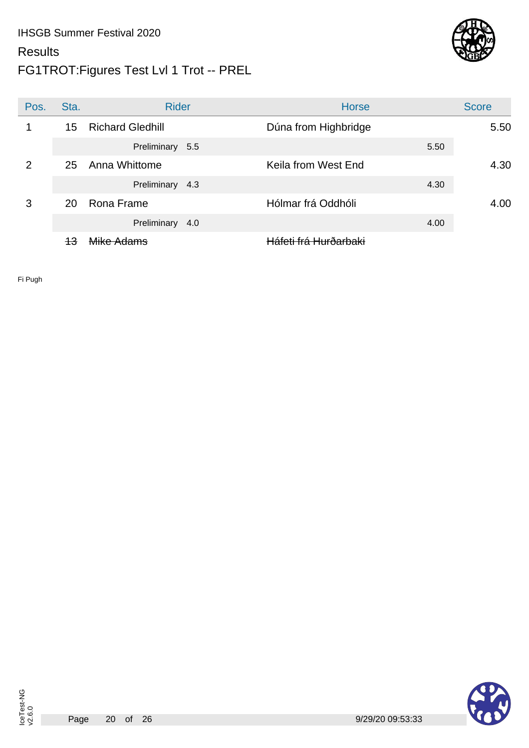IHSGB Summer Festival 2020

Results

# FG1TROT:Figures Test Lvl 1 Trot -- PREL

| Pos. | Sta. | Rider | Horse | | Score |
|---|---|---|---|---|---|
| 1 | 15 | Richard Gledhill | Dúna from Highbridge | | 5.50 |
| | | Preliminary 5.5 | | 5.50 | |
| 2 | 25 | Anna Whittome | Keila from West End | | 4.30 |
| | | Preliminary 4.3 | | 4.30 | |
| 3 | 20 | Rona Frame | Hólmar frá Oddhóli | | 4.00 |
| | | Preliminary 4.0 | | 4.00 | |
| | ~~13~~ | ~~Mike Adams~~ | ~~Háfeti frá Hurðarbaki~~ | | |

Fi Pugh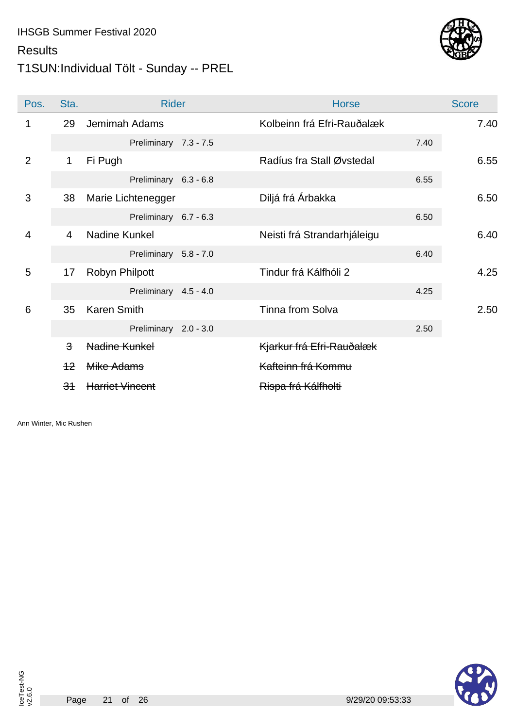IHSGB Summer Festival 2020

Results

# T1SUN:Individual Tölt - Sunday -- PREL

| Pos. | Sta. | Rider | Horse | | Score |
|---|---|---|---|---|---|
| 1 | 29 | Jemimah Adams | Kolbeinn frá Efri-Rauðalæk | | 7.40 |
| | | Preliminary 7.3 - 7.5 | | 7.40 | |
| 2 | 1 | Fi Pugh | Radíus fra Stall Øvstedal | | 6.55 |
| | | Preliminary 6.3 - 6.8 | | 6.55 | |
| 3 | 38 | Marie Lichtenegger | Diljá frá Árbakka | | 6.50 |
| | | Preliminary 6.7 - 6.3 | | 6.50 | |
| 4 | 4 | Nadine Kunkel | Neisti frá Strandarhjáleigu | | 6.40 |
| | | Preliminary 5.8 - 7.0 | | 6.40 | |
| 5 | 17 | Robyn Philpott | Tindur frá Kálfhóli 2 | | 4.25 |
| | | Preliminary 4.5 - 4.0 | | 4.25 | |
| 6 | 35 | Karen Smith | Tinna from Solva | | 2.50 |
| | | Preliminary 2.0 - 3.0 | | 2.50 | |
| | ~~3~~ | ~~Nadine Kunkel~~ | ~~Kjarkur frá Efri-Rauðalæk~~ | | |
| | ~~12~~ | ~~Mike Adams~~ | ~~Kafteinn frá Kommu~~ | | |
| | ~~31~~ | ~~Harriet Vincent~~ | ~~Rispa frá Kálfholti~~ | | |

Ann Winter, Mic Rushen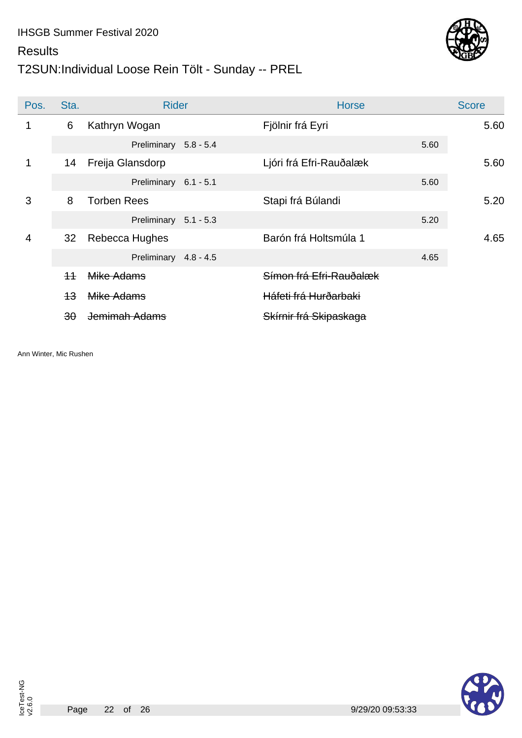IHSGB Summer Festival 2020

Results

# T2SUN:Individual Loose Rein Tölt - Sunday -- PREL

| Pos. | Sta. | Rider | | Horse | | Score |
|---|---|---|---|---|---|---|
| 1 | 6 | Kathryn Wogan | | Fjölnir frá Eyri | | 5.60 |
| | | Preliminary | 5.8 - 5.4 | | 5.60 | |
| 1 | 14 | Freija Glansdorp | | Ljóri frá Efri-Rauðalæk | | 5.60 |
| | | Preliminary | 6.1 - 5.1 | | 5.60 | |
| 3 | 8 | Torben Rees | | Stapi frá Búlandi | | 5.20 |
| | | Preliminary | 5.1 - 5.3 | | 5.20 | |
| 4 | 32 | Rebecca Hughes | | Barón frá Holtsmúla 1 | | 4.65 |
| | | Preliminary | 4.8 - 4.5 | | 4.65 | |
| | ~~11~~ | ~~Mike Adams~~ | | ~~Símon frá Efri-Rauðalæk~~ | | |
| | ~~13~~ | ~~Mike Adams~~ | | ~~Háfeti frá Hurðarbaki~~ | | |
| | ~~30~~ | ~~Jemimah Adams~~ | | ~~Skírnir frá Skipaskaga~~ | | |

Ann Winter, Mic Rushen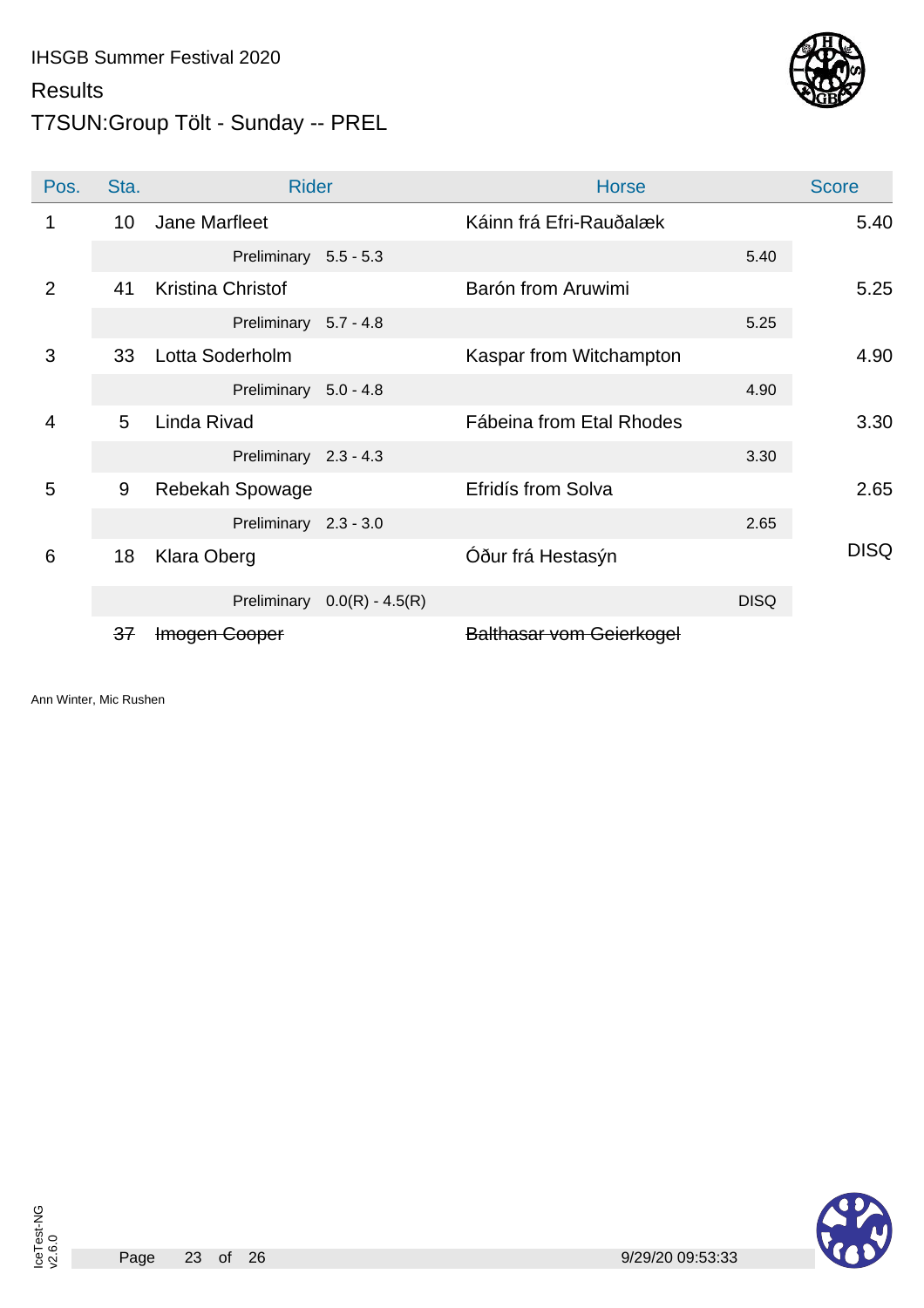IHSGB Summer Festival 2020

Results

# T7SUN:Group Tölt - Sunday -- PREL

| Pos. | Sta. | Rider | | Horse | | Score |
|---|---|---|---|---|---|---|
| 1 | 10 | Jane Marfleet | | Káinn frá Efri-Rauðalæk | | 5.40 |
| | | Preliminary | 5.5 - 5.3 | | 5.40 | |
| 2 | 41 | Kristina Christof | | Barón from Aruwimi | | 5.25 |
| | | Preliminary | 5.7 - 4.8 | | 5.25 | |
| 3 | 33 | Lotta Soderholm | | Kaspar from Witchampton | | 4.90 |
| | | Preliminary | 5.0 - 4.8 | | 4.90 | |
| 4 | 5 | Linda Rivad | | Fábeina from Etal Rhodes | | 3.30 |
| | | Preliminary | 2.3 - 4.3 | | 3.30 | |
| 5 | 9 | Rebekah Spowage | | Efridís from Solva | | 2.65 |
| | | Preliminary | 2.3 - 3.0 | | 2.65 | |
| 6 | 18 | Klara Oberg | | Óður frá Hestasýn | | DISQ |
| | | Preliminary | 0.0(R) - 4.5(R) | | DISQ | |
| | ~~37~~ | ~~Imogen Cooper~~ | | ~~Balthasar vom Geierkogel~~ | | |

Ann Winter, Mic Rushen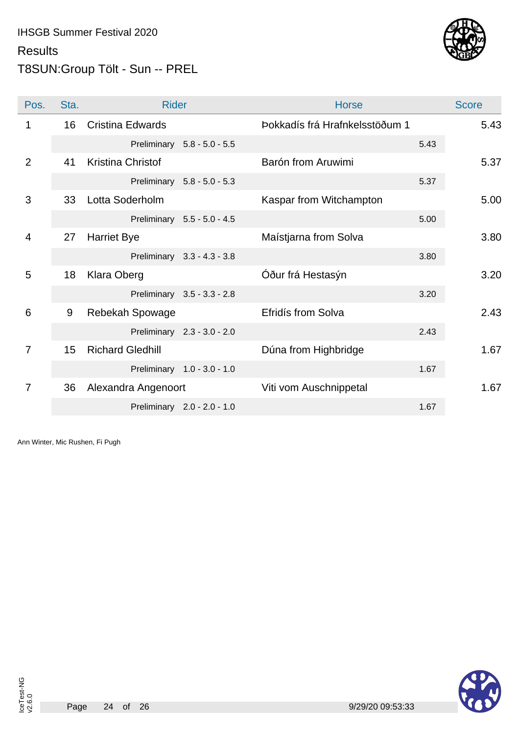IHSGB Summer Festival 2020

Results

T8SUN:Group Tölt - Sun -- PREL

| Pos. | Sta. | Rider | Horse | Score |
|---|---|---|---|---|
| 1 | 16 | Cristina Edwards | Þokkadís frá Hrafnkelsstöðum 1 | 5.43 |
| | | Preliminary 5.8 - 5.0 - 5.5 | 5.43 | |
| 2 | 41 | Kristina Christof | Barón from Aruwimi | 5.37 |
| | | Preliminary 5.8 - 5.0 - 5.3 | 5.37 | |
| 3 | 33 | Lotta Soderholm | Kaspar from Witchampton | 5.00 |
| | | Preliminary 5.5 - 5.0 - 4.5 | 5.00 | |
| 4 | 27 | Harriet Bye | Maístjarna from Solva | 3.80 |
| | | Preliminary 3.3 - 4.3 - 3.8 | 3.80 | |
| 5 | 18 | Klara Oberg | Óður frá Hestasýn | 3.20 |
| | | Preliminary 3.5 - 3.3 - 2.8 | 3.20 | |
| 6 | 9 | Rebekah Spowage | Efridís from Solva | 2.43 |
| | | Preliminary 2.3 - 3.0 - 2.0 | 2.43 | |
| 7 | 15 | Richard Gledhill | Dúna from Highbridge | 1.67 |
| | | Preliminary 1.0 - 3.0 - 1.0 | 1.67 | |
| 7 | 36 | Alexandra Angenoort | Viti vom Auschnippetal | 1.67 |
| | | Preliminary 2.0 - 2.0 - 1.0 | 1.67 | |

Ann Winter, Mic Rushen, Fi Pugh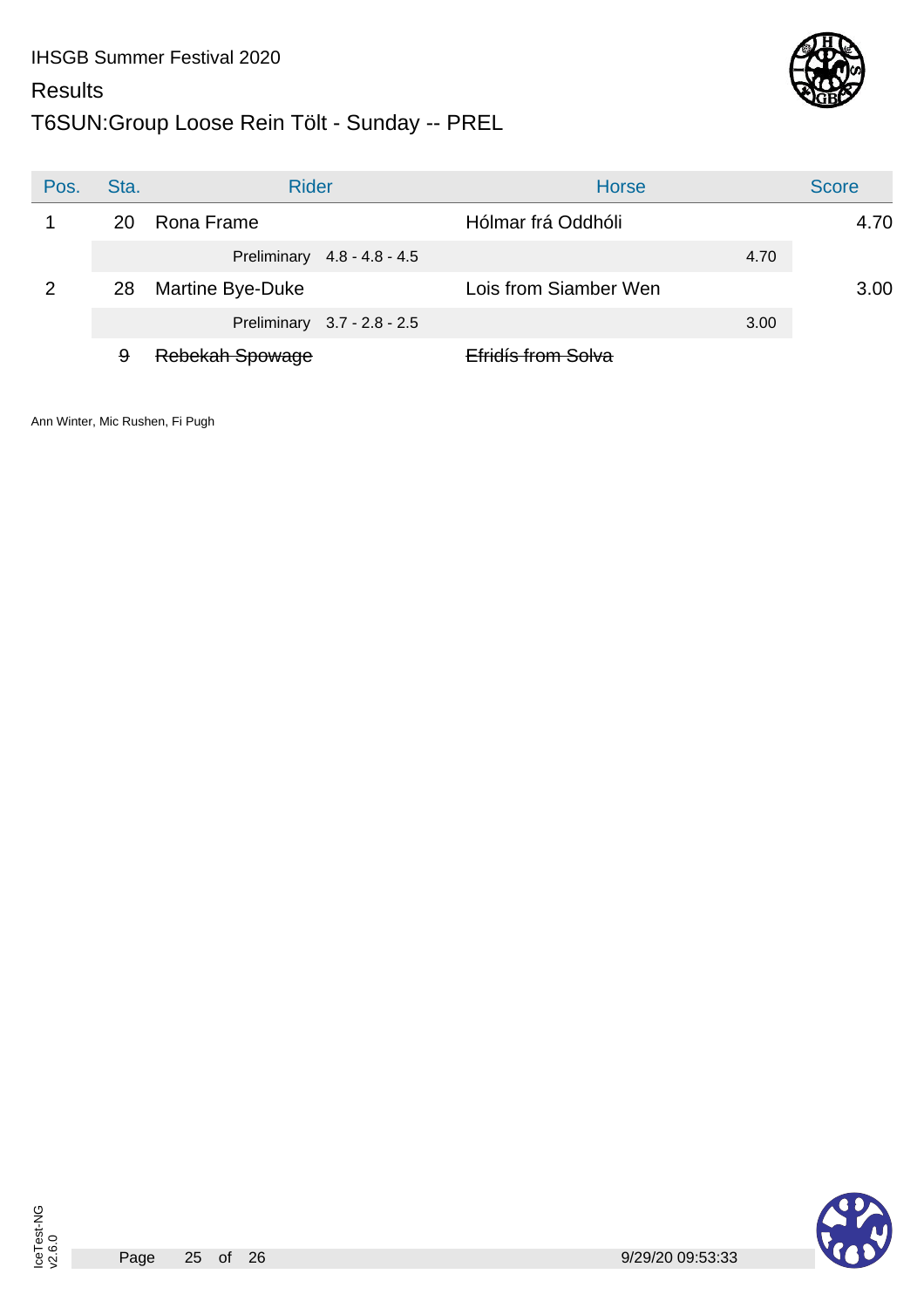IHSGB Summer Festival 2020

Results

# T6SUN:Group Loose Rein Tölt - Sunday -- PREL

| Pos. | Sta. | Rider | Horse | Score |
|---|---|---|---|---|
| 1 | 20 | Rona Frame | Hólmar frá Oddhóli | 4.70 |
| | | Preliminary 4.8 - 4.8 - 4.5 | 4.70 | |
| 2 | 28 | Martine Bye-Duke | Lois from Siamber Wen | 3.00 |
| | | Preliminary 3.7 - 2.8 - 2.5 | 3.00 | |
| | ~~9~~ | ~~Rebekah Spowage~~ | ~~Efridís from Solva~~ | |

Ann Winter, Mic Rushen, Fi Pugh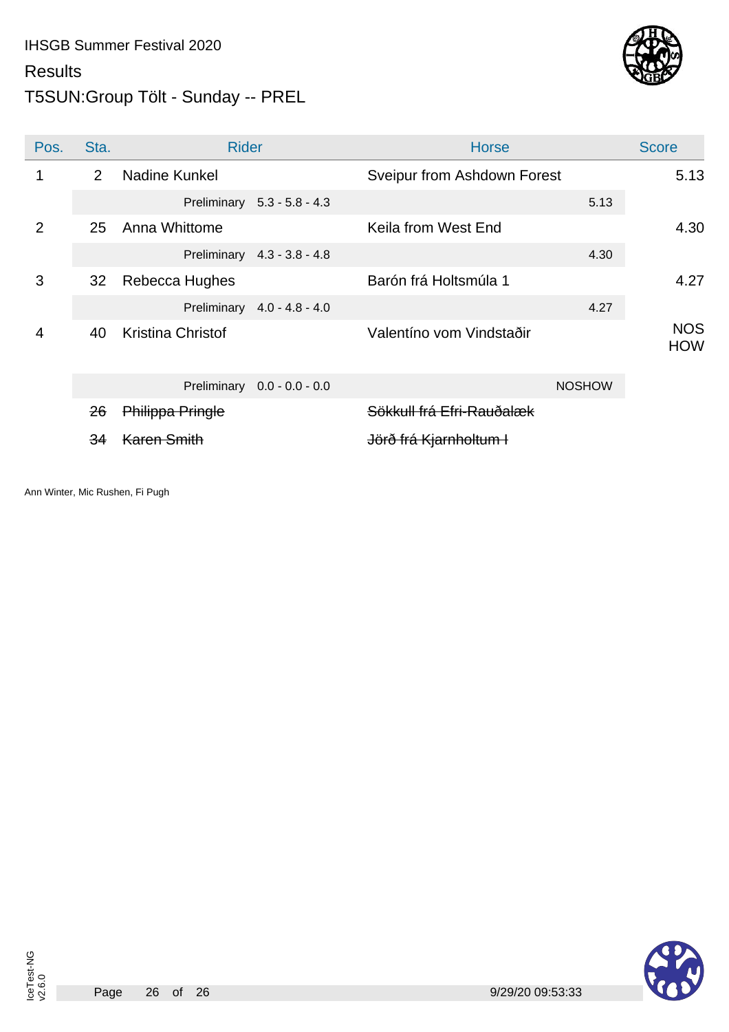IHSGB Summer Festival 2020

Results

# T5SUN:Group Tölt - Sunday -- PREL

| Pos. | Sta. | Rider | Horse | Score |
|---|---|---|---|---|
| 1 | 2 | Nadine Kunkel | Sveipur from Ashdown Forest | 5.13 |
| | | Preliminary 5.3 - 5.8 - 4.3 | 5.13 | |
| 2 | 25 | Anna Whittome | Keila from West End | 4.30 |
| | | Preliminary 4.3 - 3.8 - 4.8 | 4.30 | |
| 3 | 32 | Rebecca Hughes | Barón frá Holtsmúla 1 | 4.27 |
| | | Preliminary 4.0 - 4.8 - 4.0 | 4.27 | |
| 4 | 40 | Kristina Christof | Valentíno vom Vindstaðir | NOSHOW |
| | | Preliminary 0.0 - 0.0 - 0.0 | NOSHOW | |
| | ~~26~~ | ~~Philippa Pringle~~ | ~~Sökkull frá Efri-Rauðalæk~~ | |
| | ~~34~~ | ~~Karen Smith~~ | ~~Jörð frá Kjarnholtum I~~ | |

Ann Winter, Mic Rushen, Fi Pugh